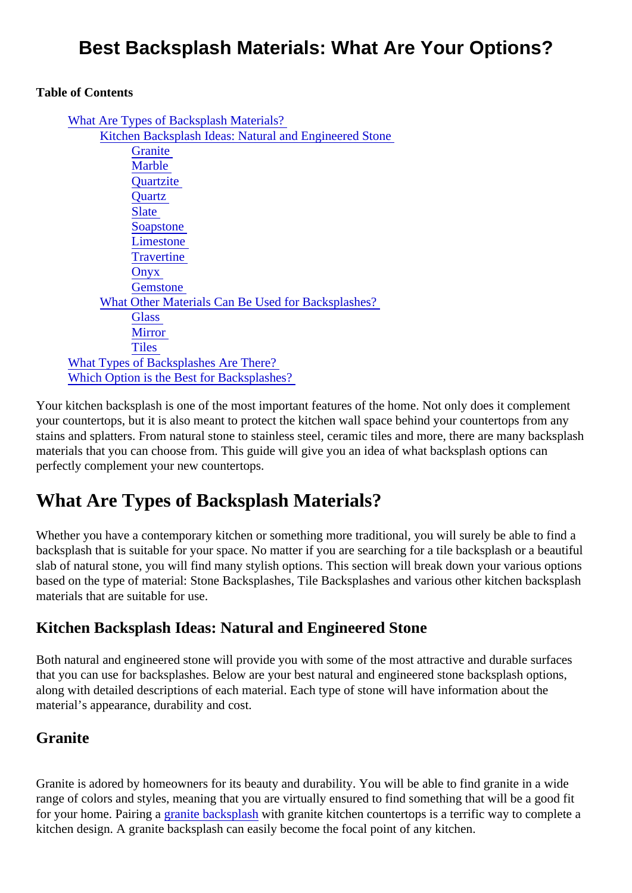# Best Backsplash Materials: What Are Your Options?

**Table of Contents**

- What Are Types of Backsplash Materials?
  - Kitchen Backsplash Ideas: Natural and Engineered Stone
    - Granite
    - Marble
    - Quartzite
    - Quartz
    - Slate
    - Soapstone
    - Limestone
    - Travertine
    - Onyx
    - Gemstone
  - What Other Materials Can Be Used for Backsplashes?
    - Glass
    - Mirror
    - Tiles
- What Types of Backsplashes Are There?
- Which Option is the Best for Backsplashes?

Your kitchen backsplash is one of the most important features of the home. Not only does it complement your countertops, but it is also meant to protect the kitchen wall space behind your countertops from any stains and splatters. From natural stone to stainless steel, ceramic tiles and more, there are many backsplash materials that you can choose from. This guide will give you an idea of what backsplash options can perfectly complement your new countertops.

## What Are Types of Backsplash Materials?

Whether you have a contemporary kitchen or something more traditional, you will surely be able to find a backsplash that is suitable for your space. No matter if you are searching for a tile backsplash or a beautiful slab of natural stone, you will find many stylish options. This section will break down your various options based on the type of material: Stone Backsplashes, Tile Backsplashes and various other kitchen backsplash materials that are suitable for use.

### Kitchen Backsplash Ideas: Natural and Engineered Stone

Both natural and engineered stone will provide you with some of the most attractive and durable surfaces that you can use for backsplashes. Below are your best natural and engineered stone backsplash options, along with detailed descriptions of each material. Each type of stone will have information about the material's appearance, durability and cost.

#### Granite

Granite is adored by homeowners for its beauty and durability. You will be able to find granite in a wide range of colors and styles, meaning that you are virtually ensured to find something that will be a good fit for your home. Pairing a granite backsplash with granite kitchen countertops is a terrific way to complete a kitchen design. A granite backsplash can easily become the focal point of any kitchen.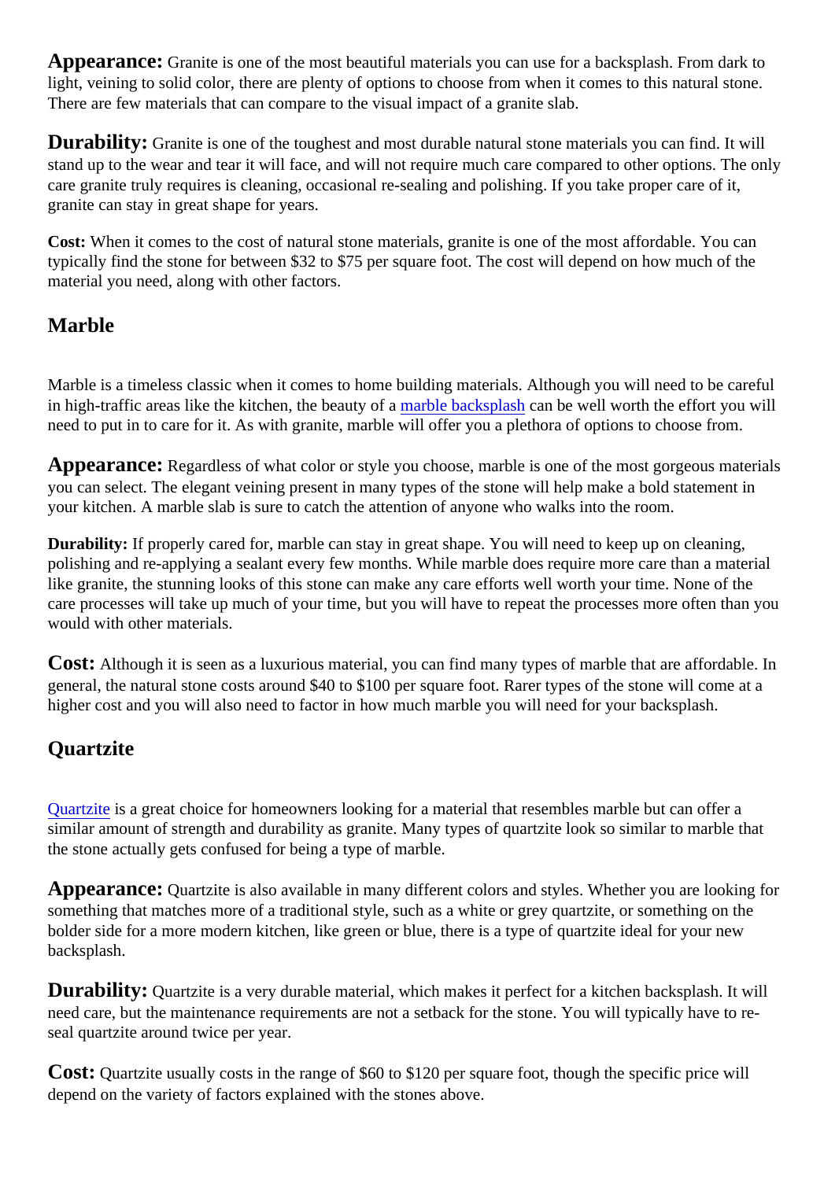**Appearance:** Granite is one of the most beautiful materials you can use for a backsplash. From dark to light, veining to solid color, there are plenty of options to choose from when it comes to this natural stone. There are few materials that can compare to the visual impact of a granite slab.

**Durability:** Granite is one of the toughest and most durable natural stone materials you can find. It will stand up to the wear and tear it will face, and will not require much care compared to other options. The only care granite truly requires is cleaning, occasional re-sealing and polishing. If you take proper care of it, granite can stay in great shape for years.

**Cost:** When it comes to the cost of natural stone materials, granite is one of the most affordable. You can typically find the stone for between $32 to $75 per square foot. The cost will depend on how much of the material you need, along with other factors.

## Marble

Marble is a timeless classic when it comes to home building materials. Although you will need to be careful in high-traffic areas like the kitchen, the beauty of a marble backsplash can be well worth the effort you will need to put in to care for it. As with granite, marble will offer you a plethora of options to choose from.

**Appearance:** Regardless of what color or style you choose, marble is one of the most gorgeous materials you can select. The elegant veining present in many types of the stone will help make a bold statement in your kitchen. A marble slab is sure to catch the attention of anyone who walks into the room.

**Durability:** If properly cared for, marble can stay in great shape. You will need to keep up on cleaning, polishing and re-applying a sealant every few months. While marble does require more care than a material like granite, the stunning looks of this stone can make any care efforts well worth your time. None of the care processes will take up much of your time, but you will have to repeat the processes more often than you would with other materials.

**Cost:** Although it is seen as a luxurious material, you can find many types of marble that are affordable. In general, the natural stone costs around $40 to $100 per square foot. Rarer types of the stone will come at a higher cost and you will also need to factor in how much marble you will need for your backsplash.

## Quartzite

Quartzite is a great choice for homeowners looking for a material that resembles marble but can offer a similar amount of strength and durability as granite. Many types of quartzite look so similar to marble that the stone actually gets confused for being a type of marble.

**Appearance:** Quartzite is also available in many different colors and styles. Whether you are looking for something that matches more of a traditional style, such as a white or grey quartzite, or something on the bolder side for a more modern kitchen, like green or blue, there is a type of quartzite ideal for your new backsplash.

**Durability:** Quartzite is a very durable material, which makes it perfect for a kitchen backsplash. It will need care, but the maintenance requirements are not a setback for the stone. You will typically have to re-seal quartzite around twice per year.

**Cost:** Quartzite usually costs in the range of $60 to $120 per square foot, though the specific price will depend on the variety of factors explained with the stones above.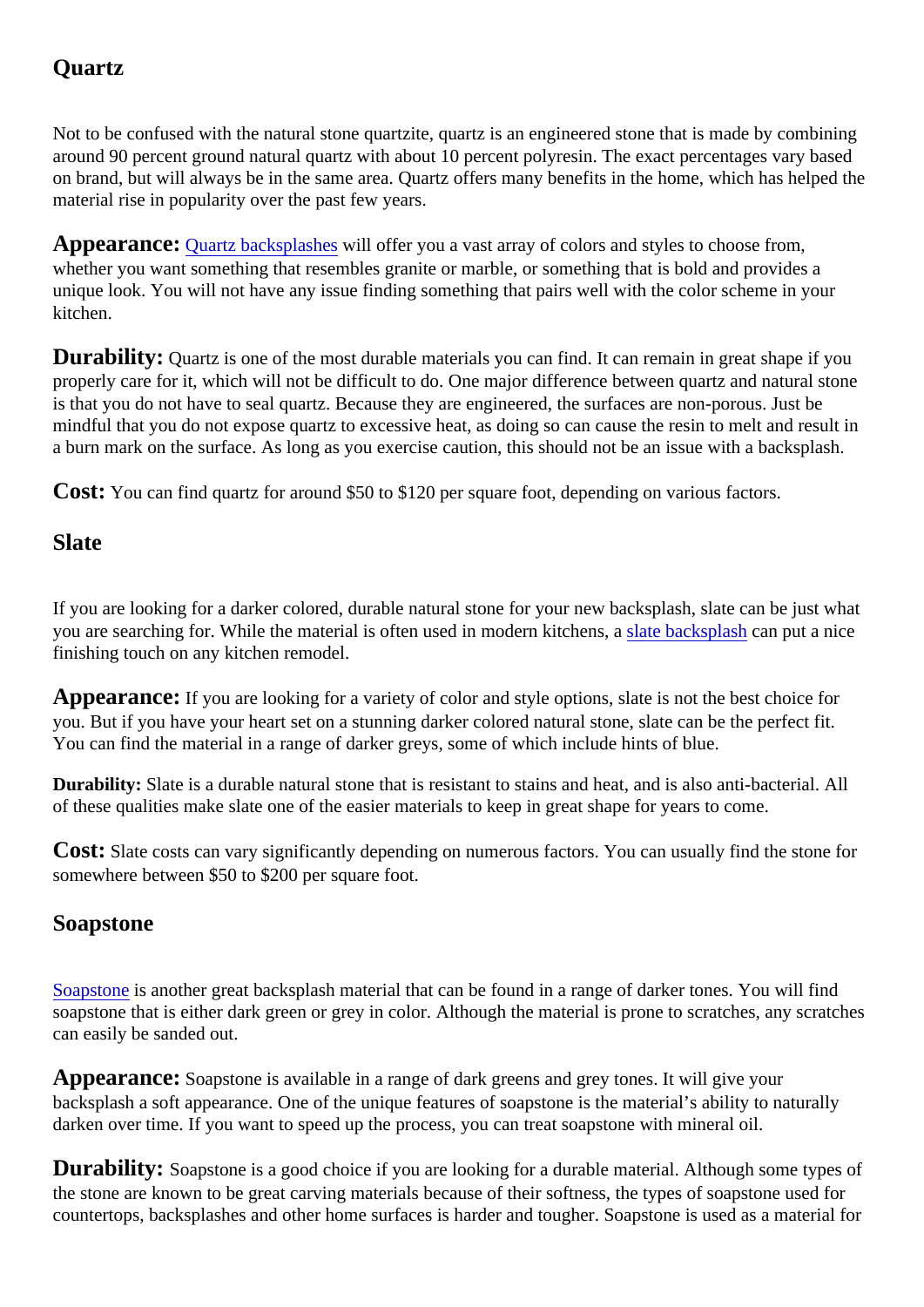## Quartz

Not to be confused with the natural stone quartzite, quartz is an engineered stone that is made by combining around 90 percent ground natural quartz with about 10 percent polyresin. The exact percentages vary based on brand, but will always be in the same area. Quartz offers many benefits in the home, which has helped the material rise in popularity over the past few years.

**Appearance:** Quartz backsplashes will offer you a vast array of colors and styles to choose from, whether you want something that resembles granite or marble, or something that is bold and provides a unique look. You will not have any issue finding something that pairs well with the color scheme in your kitchen.

**Durability:** Quartz is one of the most durable materials you can find. It can remain in great shape if you properly care for it, which will not be difficult to do. One major difference between quartz and natural stone is that you do not have to seal quartz. Because they are engineered, the surfaces are non-porous. Just be mindful that you do not expose quartz to excessive heat, as doing so can cause the resin to melt and result in a burn mark on the surface. As long as you exercise caution, this should not be an issue with a backsplash.

**Cost:** You can find quartz for around $50 to $120 per square foot, depending on various factors.

## Slate

If you are looking for a darker colored, durable natural stone for your new backsplash, slate can be just what you are searching for. While the material is often used in modern kitchens, a slate backsplash can put a nice finishing touch on any kitchen remodel.

**Appearance:** If you are looking for a variety of color and style options, slate is not the best choice for you. But if you have your heart set on a stunning darker colored natural stone, slate can be the perfect fit. You can find the material in a range of darker greys, some of which include hints of blue.

**Durability:** Slate is a durable natural stone that is resistant to stains and heat, and is also anti-bacterial. All of these qualities make slate one of the easier materials to keep in great shape for years to come.

**Cost:** Slate costs can vary significantly depending on numerous factors. You can usually find the stone for somewhere between $50 to $200 per square foot.

## Soapstone

Soapstone is another great backsplash material that can be found in a range of darker tones. You will find soapstone that is either dark green or grey in color. Although the material is prone to scratches, any scratches can easily be sanded out.

**Appearance:** Soapstone is available in a range of dark greens and grey tones. It will give your backsplash a soft appearance. One of the unique features of soapstone is the material's ability to naturally darken over time. If you want to speed up the process, you can treat soapstone with mineral oil.

**Durability:** Soapstone is a good choice if you are looking for a durable material. Although some types of the stone are known to be great carving materials because of their softness, the types of soapstone used for countertops, backsplashes and other home surfaces is harder and tougher. Soapstone is used as a material for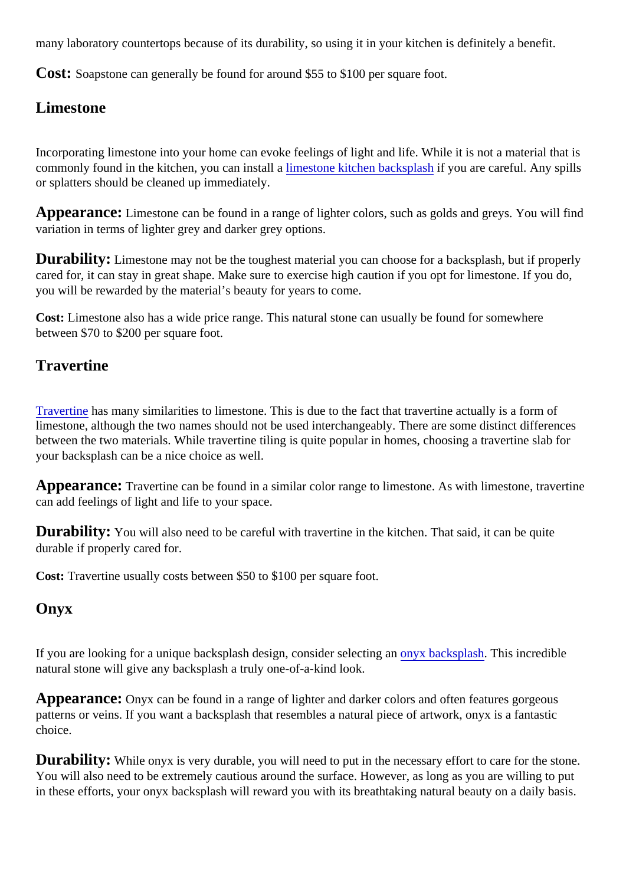many laboratory countertops because of its durability, so using it in your kitchen is definitely a benefit.

**Cost:** Soapstone can generally be found for around $55 to $100 per square foot.

## Limestone

Incorporating limestone into your home can evoke feelings of light and life. While it is not a material that is commonly found in the kitchen, you can install a limestone kitchen backsplash if you are careful. Any spills or splatters should be cleaned up immediately.

**Appearance:** Limestone can be found in a range of lighter colors, such as golds and greys. You will find variation in terms of lighter grey and darker grey options.

**Durability:** Limestone may not be the toughest material you can choose for a backsplash, but if properly cared for, it can stay in great shape. Make sure to exercise high caution if you opt for limestone. If you do, you will be rewarded by the material's beauty for years to come.

**Cost:** Limestone also has a wide price range. This natural stone can usually be found for somewhere between $70 to $200 per square foot.

## Travertine

Travertine has many similarities to limestone. This is due to the fact that travertine actually is a form of limestone, although the two names should not be used interchangeably. There are some distinct differences between the two materials. While travertine tiling is quite popular in homes, choosing a travertine slab for your backsplash can be a nice choice as well.

**Appearance:** Travertine can be found in a similar color range to limestone. As with limestone, travertine can add feelings of light and life to your space.

**Durability:** You will also need to be careful with travertine in the kitchen. That said, it can be quite durable if properly cared for.

**Cost:** Travertine usually costs between $50 to $100 per square foot.

## Onyx

If you are looking for a unique backsplash design, consider selecting an onyx backsplash. This incredible natural stone will give any backsplash a truly one-of-a-kind look.

**Appearance:** Onyx can be found in a range of lighter and darker colors and often features gorgeous patterns or veins. If you want a backsplash that resembles a natural piece of artwork, onyx is a fantastic choice.

**Durability:** While onyx is very durable, you will need to put in the necessary effort to care for the stone. You will also need to be extremely cautious around the surface. However, as long as you are willing to put in these efforts, your onyx backsplash will reward you with its breathtaking natural beauty on a daily basis.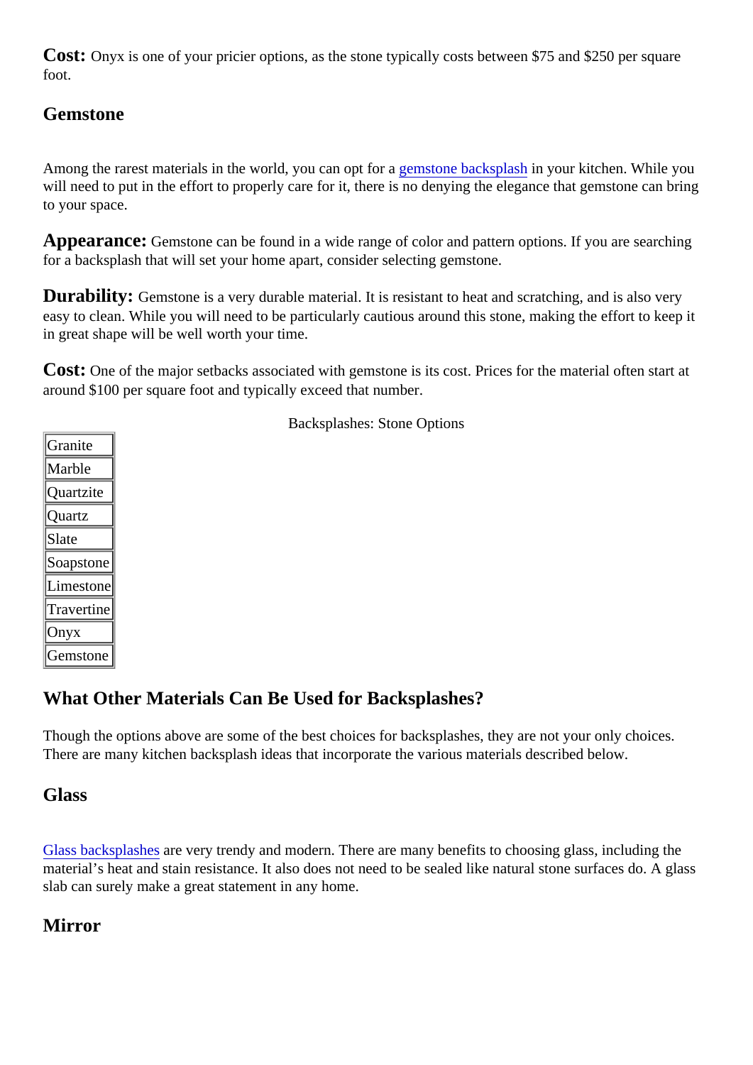**Cost:** Onyx is one of your pricier options, as the stone typically costs between $75 and $250 per square foot.

### Gemstone

Among the rarest materials in the world, you can opt for a gemstone backsplash in your kitchen. While you will need to put in the effort to properly care for it, there is no denying the elegance that gemstone can bring to your space.

**Appearance:** Gemstone can be found in a wide range of color and pattern options. If you are searching for a backsplash that will set your home apart, consider selecting gemstone.

**Durability:** Gemstone is a very durable material. It is resistant to heat and scratching, and is also very easy to clean. While you will need to be particularly cautious around this stone, making the effort to keep it in great shape will be well worth your time.

**Cost:** One of the major setbacks associated with gemstone is its cost. Prices for the material often start at around $100 per square foot and typically exceed that number.

Backsplashes: Stone Options

| Backsplashes: Stone Options |
| --- |
| Granite |
| Marble |
| Quartzite |
| Quartz |
| Slate |
| Soapstone |
| Limestone |
| Travertine |
| Onyx |
| Gemstone |

## What Other Materials Can Be Used for Backsplashes?

Though the options above are some of the best choices for backsplashes, they are not your only choices. There are many kitchen backsplash ideas that incorporate the various materials described below.

### Glass

Glass backsplashes are very trendy and modern. There are many benefits to choosing glass, including the material's heat and stain resistance. It also does not need to be sealed like natural stone surfaces do. A glass slab can surely make a great statement in any home.

### Mirror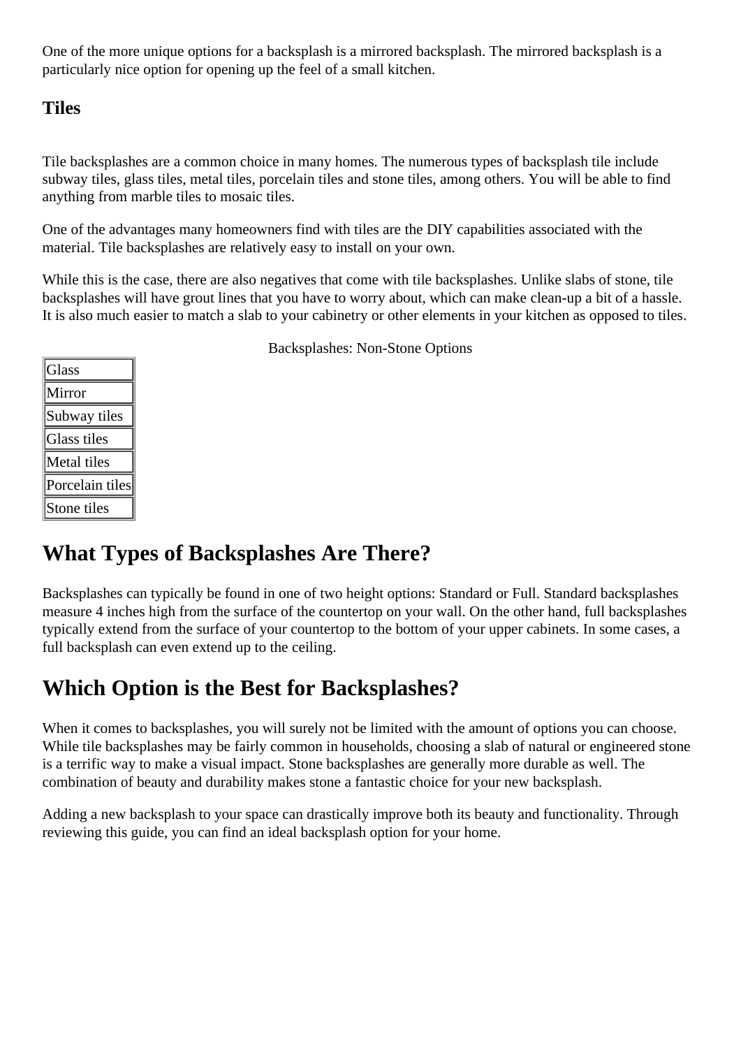One of the more unique options for a backsplash is a mirrored backsplash. The mirrored backsplash is a particularly nice option for opening up the feel of a small kitchen.

### Tiles

Tile backsplashes are a common choice in many homes. The numerous types of backsplash tile include subway tiles, glass tiles, metal tiles, porcelain tiles and stone tiles, among others. You will be able to find anything from marble tiles to mosaic tiles.

One of the advantages many homeowners find with tiles are the DIY capabilities associated with the material. Tile backsplashes are relatively easy to install on your own.

While this is the case, there are also negatives that come with tile backsplashes. Unlike slabs of stone, tile backsplashes will have grout lines that you have to worry about, which can make clean-up a bit of a hassle. It is also much easier to match a slab to your cabinetry or other elements in your kitchen as opposed to tiles.

Backsplashes: Non-Stone Options

| |
|---|
| Glass |
| Mirror |
| Subway tiles |
| Glass tiles |
| Metal tiles |
| Porcelain tiles |
| Stone tiles |

## What Types of Backsplashes Are There?

Backsplashes can typically be found in one of two height options: Standard or Full. Standard backsplashes measure 4 inches high from the surface of the countertop on your wall. On the other hand, full backsplashes typically extend from the surface of your countertop to the bottom of your upper cabinets. In some cases, a full backsplash can even extend up to the ceiling.

## Which Option is the Best for Backsplashes?

When it comes to backsplashes, you will surely not be limited with the amount of options you can choose. While tile backsplashes may be fairly common in households, choosing a slab of natural or engineered stone is a terrific way to make a visual impact. Stone backsplashes are generally more durable as well. The combination of beauty and durability makes stone a fantastic choice for your new backsplash.

Adding a new backsplash to your space can drastically improve both its beauty and functionality. Through reviewing this guide, you can find an ideal backsplash option for your home.